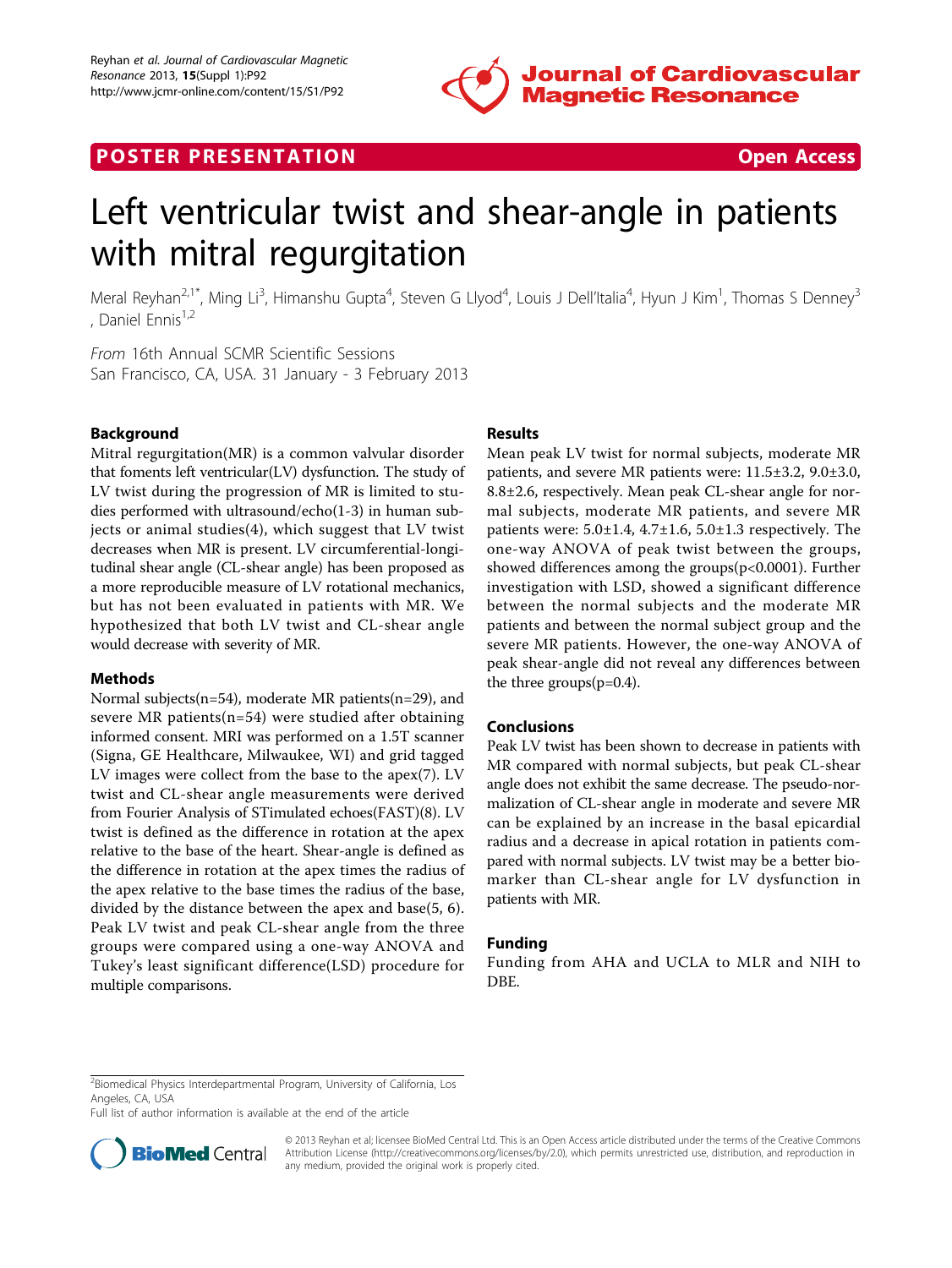POSTER PRESENTATION Open Access

# Left ventricular twist and shear-angle in patients with mitral regurgitation

Meral Reyhan[2,1*], Ming Li[3], Himanshu Gupta[4], Steven G Llyod[4], Louis J Dell'Italia[4], Hyun J Kim[1], Thomas S Denney[3], Daniel Ennis[1,2]

*From* 16th Annual SCMR Scientific Sessions
San Francisco, CA, USA. 31 January - 3 February 2013

## Background

Mitral regurgitation(MR) is a common valvular disorder that foments left ventricular(LV) dysfunction. The study of LV twist during the progression of MR is limited to studies performed with ultrasound/echo(1-3) in human subjects or animal studies(4), which suggest that LV twist decreases when MR is present. LV circumferential-longitudinal shear angle (CL-shear angle) has been proposed as a more reproducible measure of LV rotational mechanics, but has not been evaluated in patients with MR. We hypothesized that both LV twist and CL-shear angle would decrease with severity of MR.

## Methods

Normal subjects(n=54), moderate MR patients(n=29), and severe MR patients(n=54) were studied after obtaining informed consent. MRI was performed on a 1.5T scanner (Signa, GE Healthcare, Milwaukee, WI) and grid tagged LV images were collect from the base to the apex(7). LV twist and CL-shear angle measurements were derived from Fourier Analysis of STimulated echoes(FAST)(8). LV twist is defined as the difference in rotation at the apex relative to the base of the heart. Shear-angle is defined as the difference in rotation at the apex times the radius of the apex relative to the base times the radius of the base, divided by the distance between the apex and base(5, 6). Peak LV twist and peak CL-shear angle from the three groups were compared using a one-way ANOVA and Tukey's least significant difference(LSD) procedure for multiple comparisons.

## Results

Mean peak LV twist for normal subjects, moderate MR patients, and severe MR patients were: 11.5±3.2, 9.0±3.0, 8.8±2.6, respectively. Mean peak CL-shear angle for normal subjects, moderate MR patients, and severe MR patients were: 5.0±1.4, 4.7±1.6, 5.0±1.3 respectively. The one-way ANOVA of peak twist between the groups, showed differences among the groups($p<0.0001$). Further investigation with LSD, showed a significant difference between the normal subjects and the moderate MR patients and between the normal subject group and the severe MR patients. However, the one-way ANOVA of peak shear-angle did not reveal any differences between the three groups($p=0.4$).

## Conclusions

Peak LV twist has been shown to decrease in patients with MR compared with normal subjects, but peak CL-shear angle does not exhibit the same decrease. The pseudo-normalization of CL-shear angle in moderate and severe MR can be explained by an increase in the basal epicardial radius and a decrease in apical rotation in patients compared with normal subjects. LV twist may be a better biomarker than CL-shear angle for LV dysfunction in patients with MR.

## Funding

Funding from AHA and UCLA to MLR and NIH to DBE.

[2]Biomedical Physics Interdepartmental Program, University of California, Los Angeles, CA, USA
Full list of author information is available at the end of the article

© 2013 Reyhan et al; licensee BioMed Central Ltd. This is an Open Access article distributed under the terms of the Creative Commons Attribution License (http://creativecommons.org/licenses/by/2.0), which permits unrestricted use, distribution, and reproduction in any medium, provided the original work is properly cited.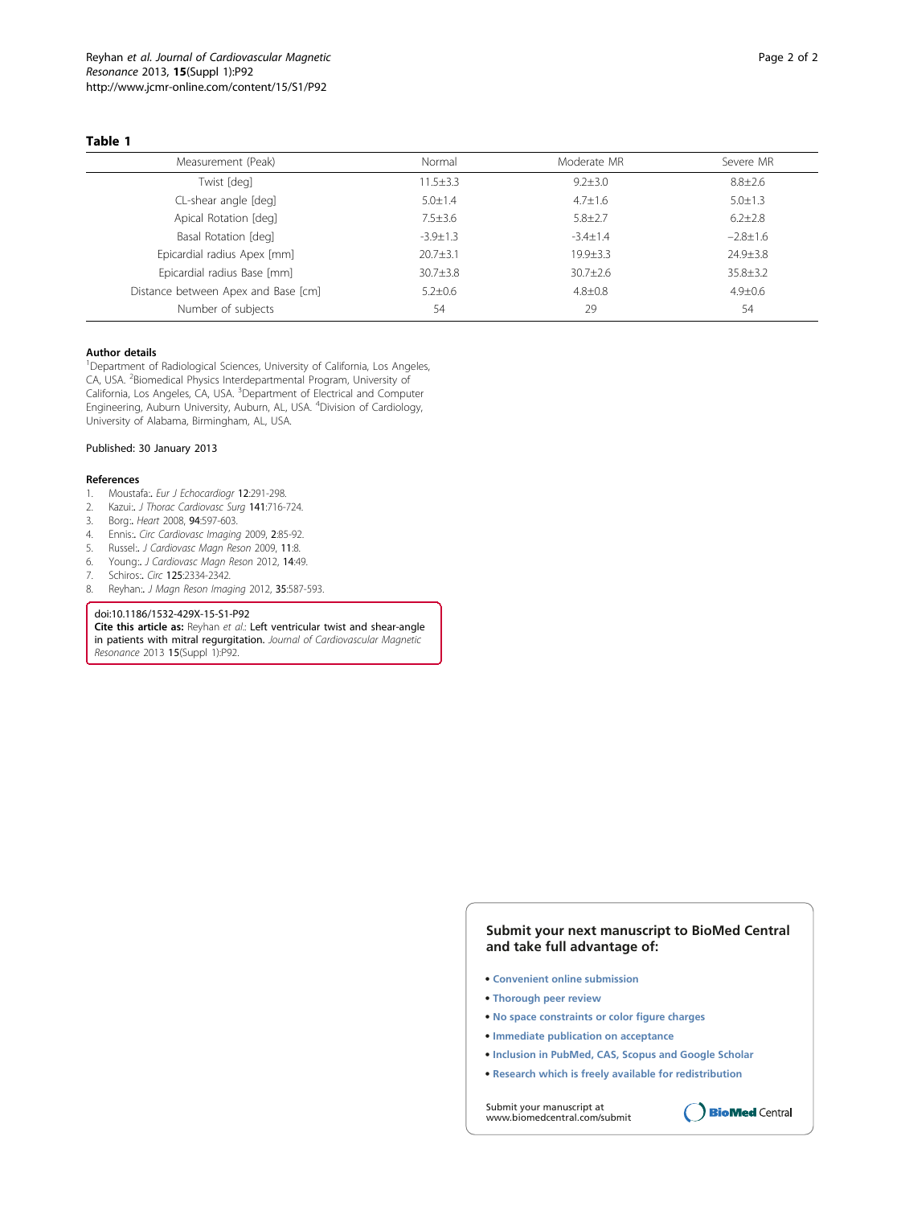### Table 1

| Measurement (Peak) | Normal | Moderate MR | Severe MR |
| --- | --- | --- | --- |
| Twist [deg] | 11.5±3.3 | 9.2±3.0 | 8.8±2.6 |
| CL-shear angle [deg] | 5.0±1.4 | 4.7±1.6 | 5.0±1.3 |
| Apical Rotation [deg] | 7.5±3.6 | 5.8±2.7 | 6.2±2.8 |
| Basal Rotation [deg] | -3.9±1.3 | -3.4±1.4 | −2.8±1.6 |
| Epicardial radius Apex [mm] | 20.7±3.1 | 19.9±3.3 | 24.9±3.8 |
| Epicardial radius Base [mm] | 30.7±3.8 | 30.7±2.6 | 35.8±3.2 |
| Distance between Apex and Base [cm] | 5.2±0.6 | 4.8±0.8 | 4.9±0.6 |
| Number of subjects | 54 | 29 | 54 |

#### Author details

[1]Department of Radiological Sciences, University of California, Los Angeles, CA, USA. [2]Biomedical Physics Interdepartmental Program, University of California, Los Angeles, CA, USA. [3]Department of Electrical and Computer Engineering, Auburn University, Auburn, AL, USA. [4]Division of Cardiology, University of Alabama, Birmingham, AL, USA.

Published: 30 January 2013

#### References

1. Moustafa:. *Eur J Echocardiogr* **12**:291-298.
2. Kazui:. *J Thorac Cardiovasc Surg* **141**:716-724.
3. Borg:. *Heart* 2008, **94**:597-603.
4. Ennis:. *Circ Cardiovasc Imaging* 2009, **2**:85-92.
5. Russel:. *J Cardiovasc Magn Reson* 2009, **11**:8.
6. Young:. *J Cardiovasc Magn Reson* 2012, **14**:49.
7. Schiros:. *Circ* **125**:2334-2342.
8. Reyhan:. *J Magn Reson Imaging* 2012, **35**:587-593.

doi:10.1186/1532-429X-15-S1-P92

**Cite this article as:** Reyhan *et al.*: Left ventricular twist and shear-angle in patients with mitral regurgitation. *Journal of Cardiovascular Magnetic Resonance* 2013 **15**(Suppl 1):P92.

**Submit your next manuscript to BioMed Central and take full advantage of:**

- Convenient online submission
- Thorough peer review
- No space constraints or color figure charges
- Immediate publication on acceptance
- Inclusion in PubMed, CAS, Scopus and Google Scholar
- Research which is freely available for redistribution

Submit your manuscript at
www.biomedcentral.com/submit

BioMed Central